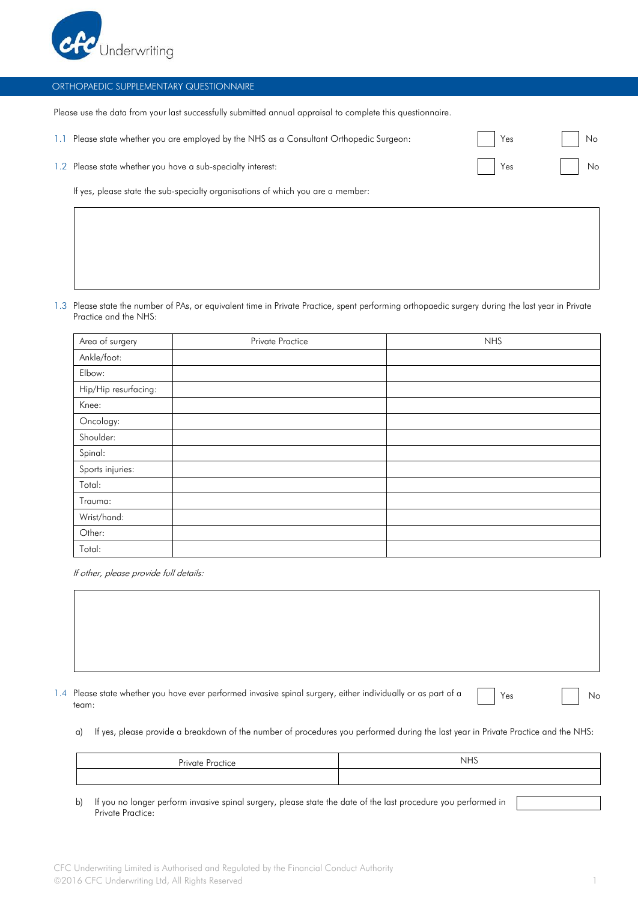CFC Underwriting

## ORTHOPAEDIC SUPPLEMENTARY QUESTIONNAIRE

Please use the data from your last successfully submitted annual appraisal to complete this questionnaire.

1.1 Please state whether you are employed by the NHS as a Consultant Orthopedic Surgeon: ☐ Yes ☐ No

1.2 Please state whether you have a sub-specialty interest: ☐ Yes ☐ No

If yes, please state the sub-specialty organisations of which you are a member:

| |
|---|
| |

1.3 Please state the number of PAs, or equivalent time in Private Practice, spent performing orthopaedic surgery during the last year in Private Practice and the NHS:

| Area of surgery | Private Practice | NHS |
|---|---|---|
| Ankle/foot: | | |
| Elbow: | | |
| Hip/Hip resurfacing: | | |
| Knee: | | |
| Oncology: | | |
| Shoulder: | | |
| Spinal: | | |
| Sports injuries: | | |
| Total: | | |
| Trauma: | | |
| Wrist/hand: | | |
| Other: | | |
| Total: | | |

*If other, please provide full details:*

| |
|---|
| |

1.4 Please state whether you have ever performed invasive spinal surgery, either individually or as part of a team: ☐ Yes ☐ No

a) If yes, please provide a breakdown of the number of procedures you performed during the last year in Private Practice and the NHS:

| Private Practice | NHS |
|---|---|
| | |

b) If you no longer perform invasive spinal surgery, please state the date of the last procedure you performed in Private Practice: ☐

CFC Underwriting Limited is Authorised and Regulated by the Financial Conduct Authority
©2016 CFC Underwriting Ltd, All Rights Reserved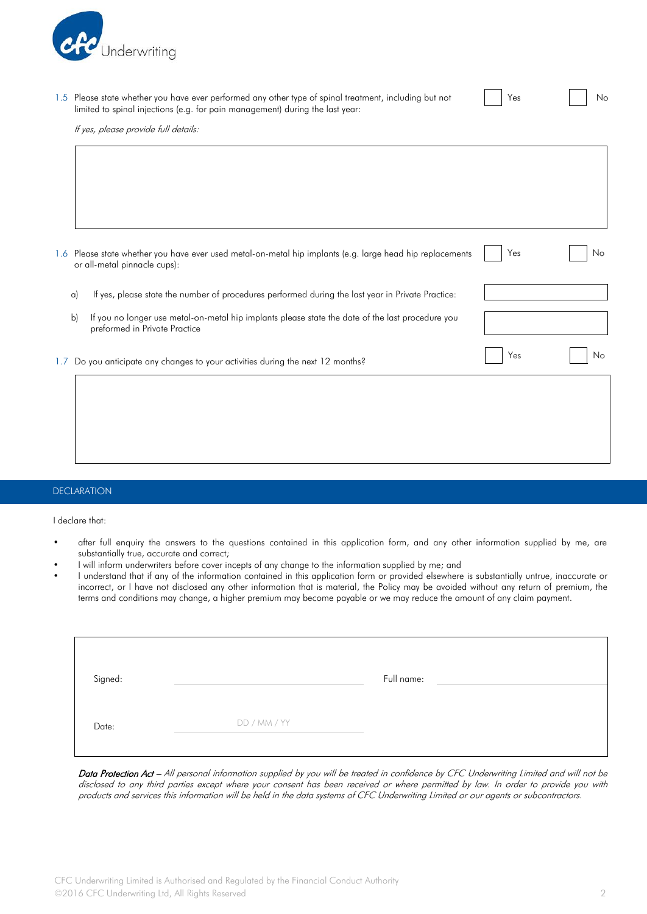1.5 Please state whether you have ever performed any other type of spinal treatment, including but not limited to spinal injections (e.g. for pain management) during the last year: ☐ Yes ☐ No

*If yes, please provide full details:*

1.6 Please state whether you have ever used metal-on-metal hip implants (e.g. large head hip replacements or all-metal pinnacle cups): ☐ Yes ☐ No

a) If yes, please state the number of procedures performed during the last year in Private Practice:

b) If you no longer use metal-on-metal hip implants please state the date of the last procedure you preformed in Private Practice

1.7 Do you anticipate any changes to your activities during the next 12 months? ☐ Yes ☐ No

## DECLARATION

I declare that:

- after full enquiry the answers to the questions contained in this application form, and any other information supplied by me, are substantially true, accurate and correct;
- I will inform underwriters before cover incepts of any change to the information supplied by me; and
- I understand that if any of the information contained in this application form or provided elsewhere is substantially untrue, inaccurate or incorrect, or I have not disclosed any other information that is material, the Policy may be avoided without any return of premium, the terms and conditions may change, a higher premium may become payable or we may reduce the amount of any claim payment.

Signed: ____________________ Full name: ____________________

Date: DD / MM / YY

***Data Protection Act** – All personal information supplied by you will be treated in confidence by CFC Underwriting Limited and will not be disclosed to any third parties except where your consent has been received or where permitted by law. In order to provide you with products and services this information will be held in the data systems of CFC Underwriting Limited or our agents or subcontractors.*

CFC Underwriting Limited is Authorised and Regulated by the Financial Conduct Authority
©2016 CFC Underwriting Ltd, All Rights Reserved